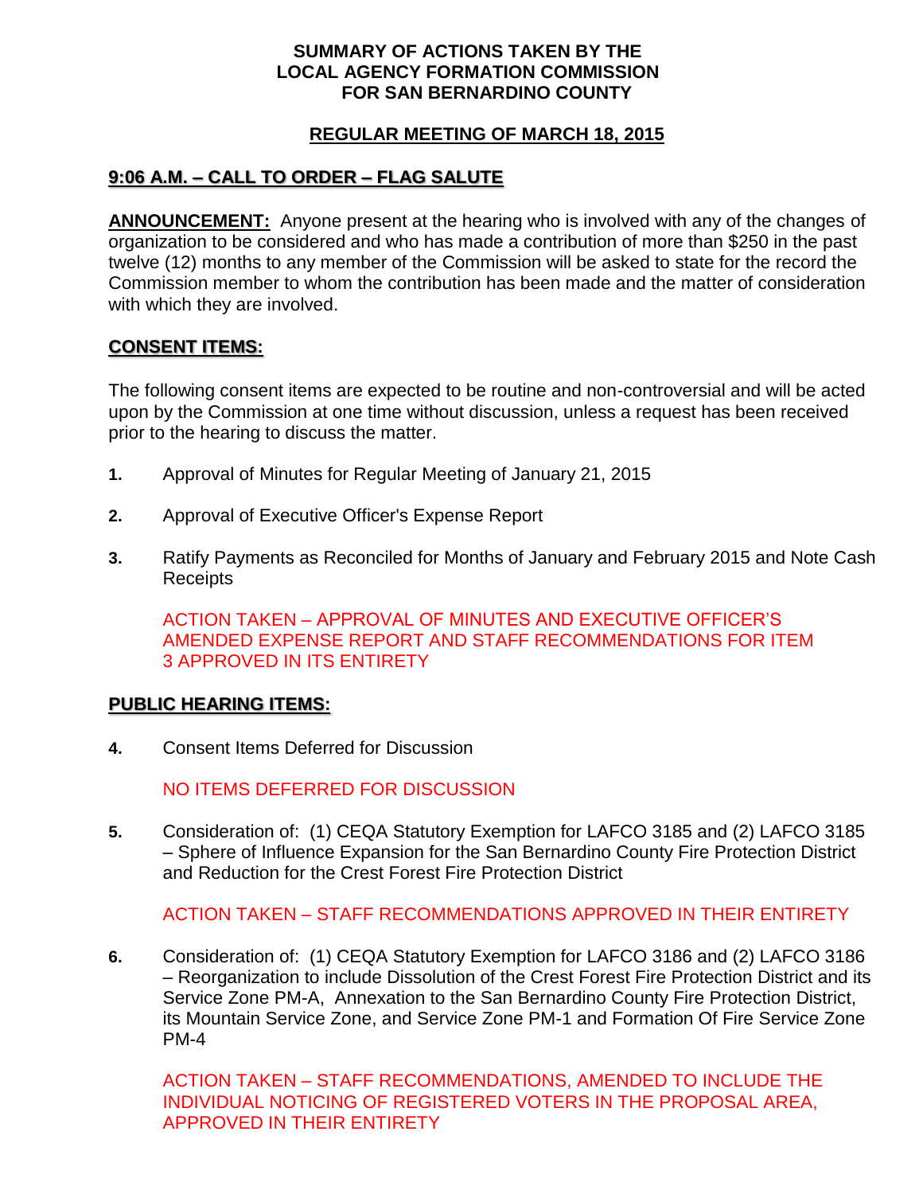# SUMMARY OF ACTIONS TAKEN BY THE LOCAL AGENCY FORMATION COMMISSION FOR SAN BERNARDINO COUNTY

## REGULAR MEETING OF MARCH 18, 2015

## 9:06 A.M. – CALL TO ORDER – FLAG SALUTE

**ANNOUNCEMENT:** Anyone present at the hearing who is involved with any of the changes of organization to be considered and who has made a contribution of more than $250 in the past twelve (12) months to any member of the Commission will be asked to state for the record the Commission member to whom the contribution has been made and the matter of consideration with which they are involved.

## CONSENT ITEMS:

The following consent items are expected to be routine and non-controversial and will be acted upon by the Commission at one time without discussion, unless a request has been received prior to the hearing to discuss the matter.

**1.** Approval of Minutes for Regular Meeting of January 21, 2015

**2.** Approval of Executive Officer's Expense Report

**3.** Ratify Payments as Reconciled for Months of January and February 2015 and Note Cash Receipts

ACTION TAKEN – APPROVAL OF MINUTES AND EXECUTIVE OFFICER'S AMENDED EXPENSE REPORT AND STAFF RECOMMENDATIONS FOR ITEM 3 APPROVED IN ITS ENTIRETY

## PUBLIC HEARING ITEMS:

**4.** Consent Items Deferred for Discussion

NO ITEMS DEFERRED FOR DISCUSSION

**5.** Consideration of: (1) CEQA Statutory Exemption for LAFCO 3185 and (2) LAFCO 3185 – Sphere of Influence Expansion for the San Bernardino County Fire Protection District and Reduction for the Crest Forest Fire Protection District

ACTION TAKEN – STAFF RECOMMENDATIONS APPROVED IN THEIR ENTIRETY

**6.** Consideration of: (1) CEQA Statutory Exemption for LAFCO 3186 and (2) LAFCO 3186 – Reorganization to include Dissolution of the Crest Forest Fire Protection District and its Service Zone PM-A, Annexation to the San Bernardino County Fire Protection District, its Mountain Service Zone, and Service Zone PM-1 and Formation Of Fire Service Zone PM-4

ACTION TAKEN – STAFF RECOMMENDATIONS, AMENDED TO INCLUDE THE INDIVIDUAL NOTICING OF REGISTERED VOTERS IN THE PROPOSAL AREA, APPROVED IN THEIR ENTIRETY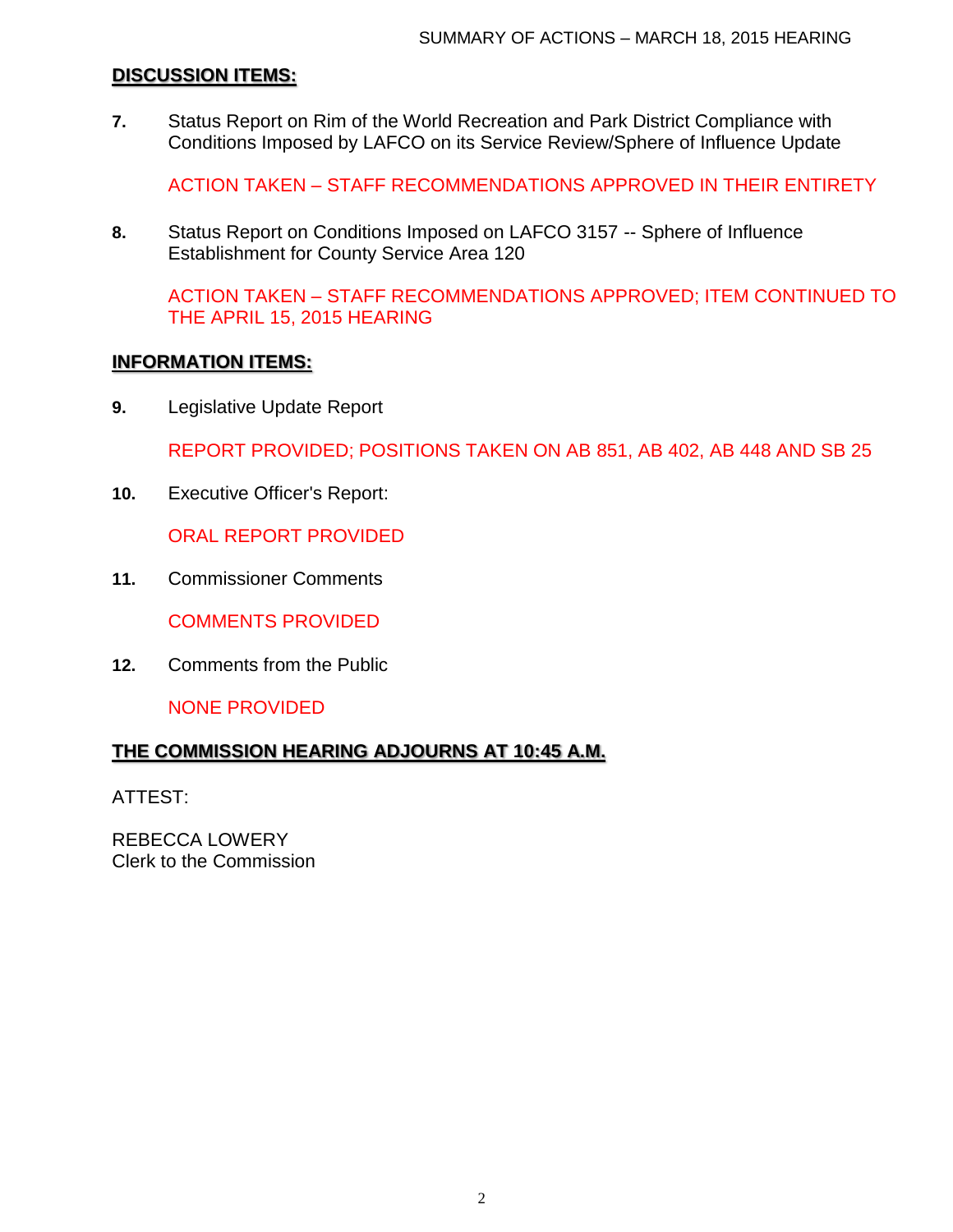## DISCUSSION ITEMS:

**7.** Status Report on Rim of the World Recreation and Park District Compliance with Conditions Imposed by LAFCO on its Service Review/Sphere of Influence Update

ACTION TAKEN – STAFF RECOMMENDATIONS APPROVED IN THEIR ENTIRETY

**8.** Status Report on Conditions Imposed on LAFCO 3157 -- Sphere of Influence Establishment for County Service Area 120

ACTION TAKEN – STAFF RECOMMENDATIONS APPROVED; ITEM CONTINUED TO THE APRIL 15, 2015 HEARING

## INFORMATION ITEMS:

**9.** Legislative Update Report

REPORT PROVIDED; POSITIONS TAKEN ON AB 851, AB 402, AB 448 AND SB 25

**10.** Executive Officer's Report:

ORAL REPORT PROVIDED

**11.** Commissioner Comments

COMMENTS PROVIDED

**12.** Comments from the Public

NONE PROVIDED

## THE COMMISSION HEARING ADJOURNS AT 10:45 A.M.

ATTEST:

REBECCA LOWERY
Clerk to the Commission